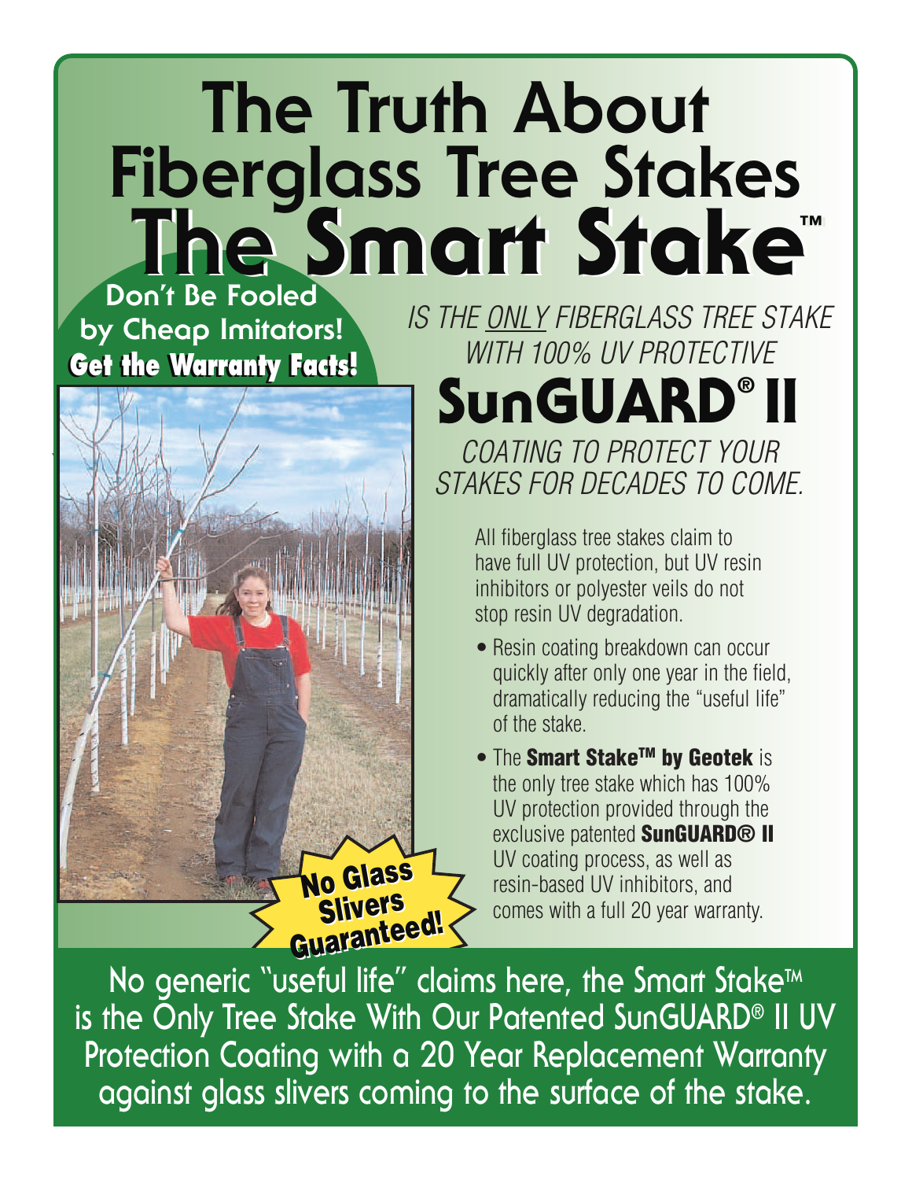# The Truth About Fiberglass Tree Stakes

# The Smart Stake™

**Don't Be Fooled by Cheap Imitators!**

**Get the Warranty Facts!**

*IS THE ONLY FIBERGLASS TREE STAKE WITH 100% UV PROTECTIVE*

## SunGUARD® II

*COATING TO PROTECT YOUR STAKES FOR DECADES TO COME.*

All fiberglass tree stakes claim to have full UV protection, but UV resin inhibitors or polyester veils do not stop resin UV degradation.

- Resin coating breakdown can occur quickly after only one year in the field, dramatically reducing the "useful life" of the stake.
- The **Smart Stake™ by Geotek** is the only tree stake which has 100% UV protection provided through the exclusive patented **SunGUARD® II** UV coating process, as well as resin-based UV inhibitors, and comes with a full 20 year warranty.

**No Glass Slivers Guaranteed!**

No generic "useful life" claims here, the Smart Stake™ is the Only Tree Stake With Our Patented SunGUARD® II UV Protection Coating with a 20 Year Replacement Warranty against glass slivers coming to the surface of the stake.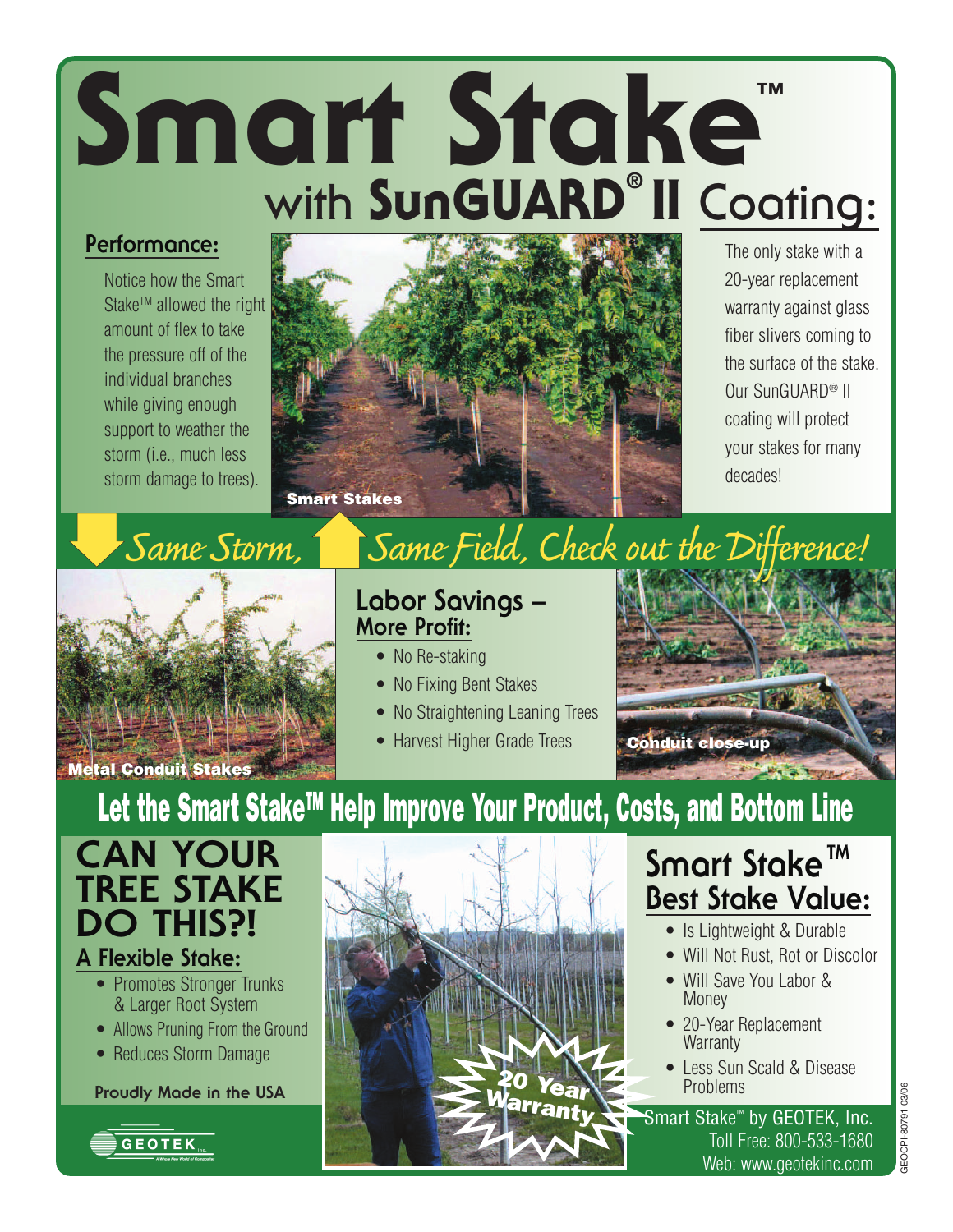# Smart Stake™

## with SunGUARD® II Coating:

### Performance:

Notice how the Smart Stake™ allowed the right amount of flex to take the pressure off of the individual branches while giving enough support to weather the storm (i.e., much less storm damage to trees).

Smart Stakes

The only stake with a 20-year replacement warranty against glass fiber slivers coming to the surface of the stake. Our SunGUARD® II coating will protect your stakes for many decades!

*Same Storm, Same Field, Check out the Difference!*

Metal Conduit Stakes

### Labor Savings – More Profit:

- No Re-staking
- No Fixing Bent Stakes
- No Straightening Leaning Trees
- Harvest Higher Grade Trees

Conduit close-up

## Let the Smart Stake™ Help Improve Your Product, Costs, and Bottom Line

## CAN YOUR TREE STAKE DO THIS?!

### A Flexible Stake:

- Promotes Stronger Trunks & Larger Root System
- Allows Pruning From the Ground
- Reduces Storm Damage

**Proudly Made in the USA**

GEOTEK Inc. A Whole New World of Composites

20 Year Warranty

## Smart Stake™ Best Stake Value:

- Is Lightweight & Durable
- Will Not Rust, Rot or Discolor
- Will Save You Labor & Money
- 20-Year Replacement Warranty
- Less Sun Scald & Disease Problems

Smart Stake™ by GEOTEK, Inc.
Toll Free: 800-533-1680
Web: www.geotekinc.com

GEOCPI-80791 03/06